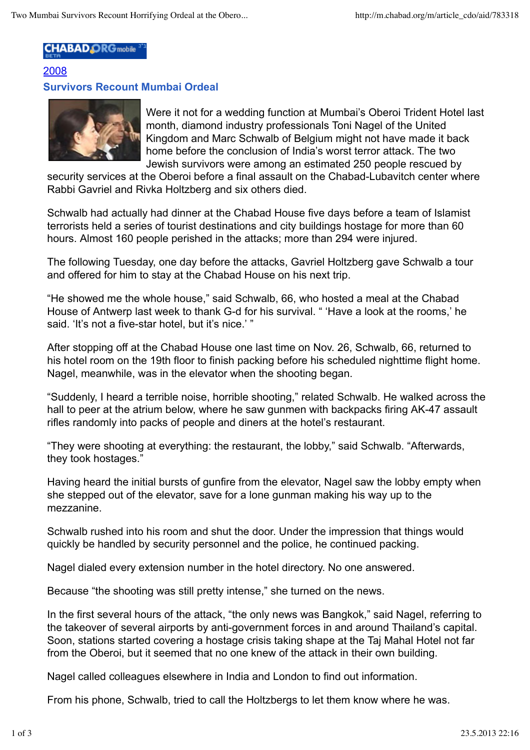[2008](#)

## Survivors Recount Mumbai Ordeal

Were it not for a wedding function at Mumbai's Oberoi Trident Hotel last month, diamond industry professionals Toni Nagel of the United Kingdom and Marc Schwalb of Belgium might not have made it back home before the conclusion of India's worst terror attack. The two Jewish survivors were among an estimated 250 people rescued by security services at the Oberoi before a final assault on the Chabad-Lubavitch center where Rabbi Gavriel and Rivka Holtzberg and six others died.

Schwalb had actually had dinner at the Chabad House five days before a team of Islamist terrorists held a series of tourist destinations and city buildings hostage for more than 60 hours. Almost 160 people perished in the attacks; more than 294 were injured.

The following Tuesday, one day before the attacks, Gavriel Holtzberg gave Schwalb a tour and offered for him to stay at the Chabad House on his next trip.

"He showed me the whole house," said Schwalb, 66, who hosted a meal at the Chabad House of Antwerp last week to thank G-d for his survival. " 'Have a look at the rooms,' he said. 'It's not a five-star hotel, but it's nice.' "

After stopping off at the Chabad House one last time on Nov. 26, Schwalb, 66, returned to his hotel room on the 19th floor to finish packing before his scheduled nighttime flight home. Nagel, meanwhile, was in the elevator when the shooting began.

"Suddenly, I heard a terrible noise, horrible shooting," related Schwalb. He walked across the hall to peer at the atrium below, where he saw gunmen with backpacks firing AK-47 assault rifles randomly into packs of people and diners at the hotel's restaurant.

"They were shooting at everything: the restaurant, the lobby," said Schwalb. "Afterwards, they took hostages."

Having heard the initial bursts of gunfire from the elevator, Nagel saw the lobby empty when she stepped out of the elevator, save for a lone gunman making his way up to the mezzanine.

Schwalb rushed into his room and shut the door. Under the impression that things would quickly be handled by security personnel and the police, he continued packing.

Nagel dialed every extension number in the hotel directory. No one answered.

Because "the shooting was still pretty intense," she turned on the news.

In the first several hours of the attack, "the only news was Bangkok," said Nagel, referring to the takeover of several airports by anti-government forces in and around Thailand's capital. Soon, stations started covering a hostage crisis taking shape at the Taj Mahal Hotel not far from the Oberoi, but it seemed that no one knew of the attack in their own building.

Nagel called colleagues elsewhere in India and London to find out information.

From his phone, Schwalb, tried to call the Holtzbergs to let them know where he was.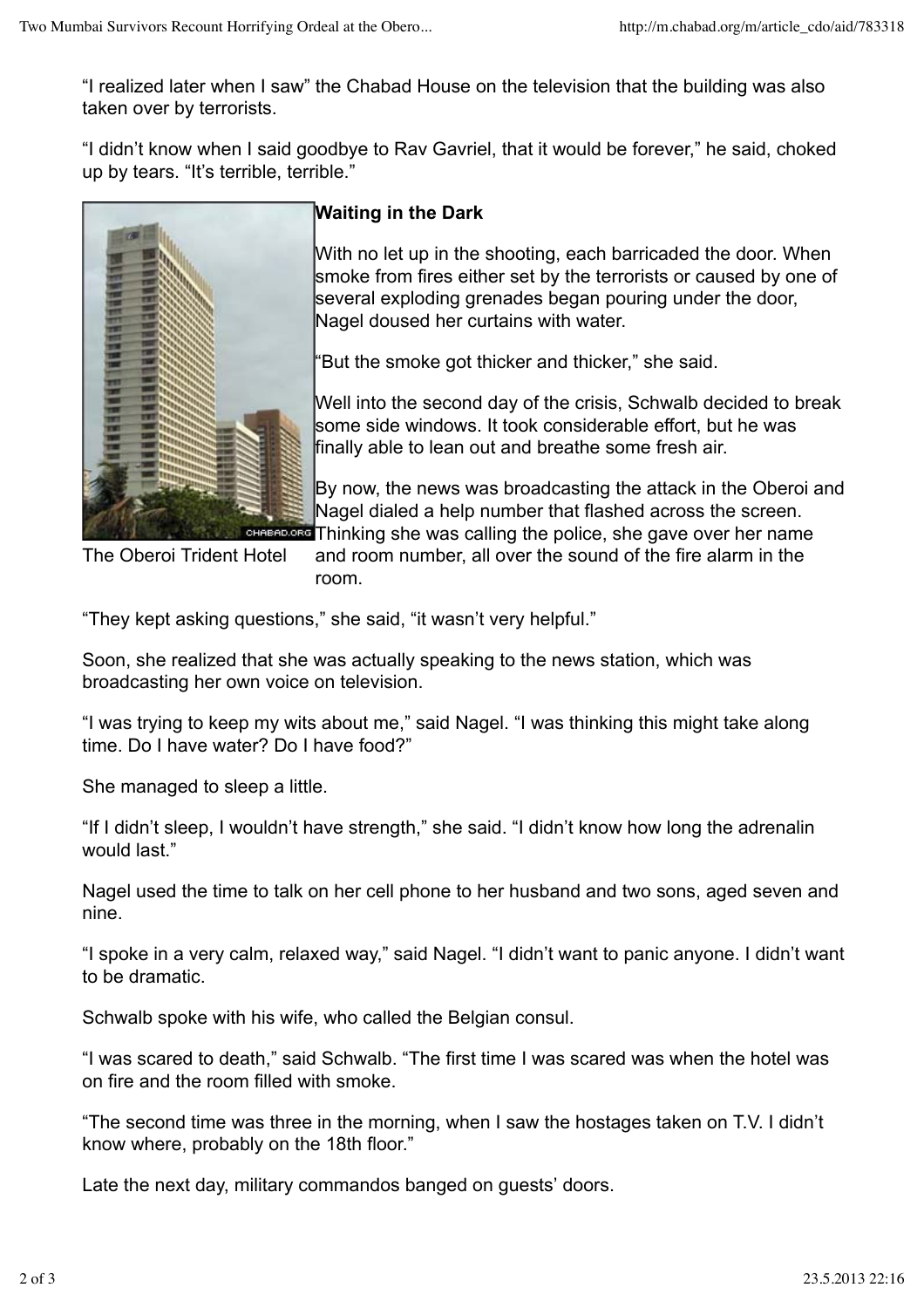"I realized later when I saw" the Chabad House on the television that the building was also taken over by terrorists.

"I didn't know when I said goodbye to Rav Gavriel, that it would be forever," he said, choked up by tears. "It's terrible, terrible."

The Oberoi Trident Hotel

**Waiting in the Dark**

With no let up in the shooting, each barricaded the door. When smoke from fires either set by the terrorists or caused by one of several exploding grenades began pouring under the door, Nagel doused her curtains with water.

"But the smoke got thicker and thicker," she said.

Well into the second day of the crisis, Schwalb decided to break some side windows. It took considerable effort, but he was finally able to lean out and breathe some fresh air.

By now, the news was broadcasting the attack in the Oberoi and Nagel dialed a help number that flashed across the screen. Thinking she was calling the police, she gave over her name and room number, all over the sound of the fire alarm in the room.

"They kept asking questions," she said, "it wasn't very helpful."

Soon, she realized that she was actually speaking to the news station, which was broadcasting her own voice on television.

"I was trying to keep my wits about me," said Nagel. "I was thinking this might take along time. Do I have water? Do I have food?"

She managed to sleep a little.

"If I didn't sleep, I wouldn't have strength," she said. "I didn't know how long the adrenalin would last."

Nagel used the time to talk on her cell phone to her husband and two sons, aged seven and nine.

"I spoke in a very calm, relaxed way," said Nagel. "I didn't want to panic anyone. I didn't want to be dramatic.

Schwalb spoke with his wife, who called the Belgian consul.

"I was scared to death," said Schwalb. "The first time I was scared was when the hotel was on fire and the room filled with smoke.

"The second time was three in the morning, when I saw the hostages taken on T.V. I didn't know where, probably on the 18th floor."

Late the next day, military commandos banged on guests' doors.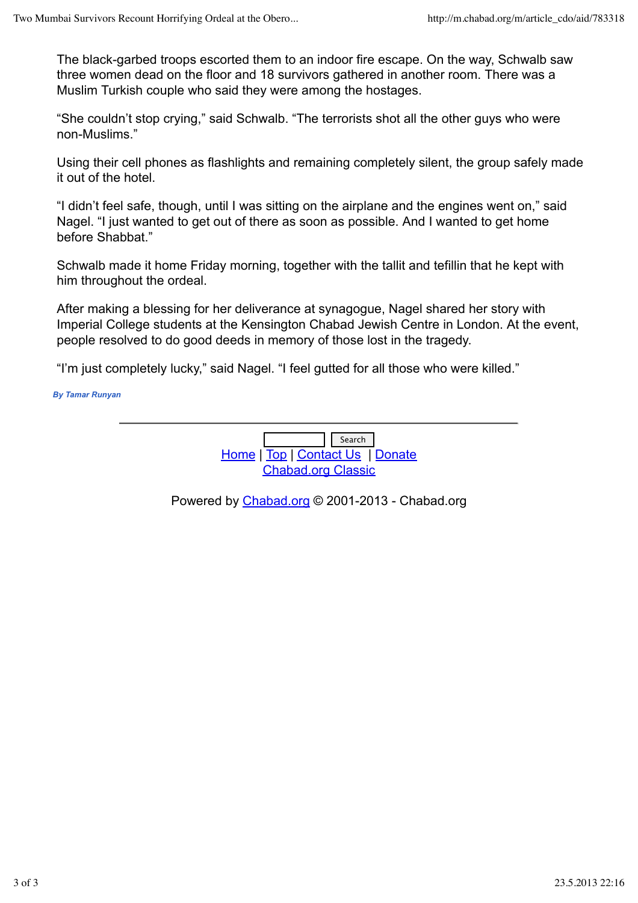The black-garbed troops escorted them to an indoor fire escape. On the way, Schwalb saw three women dead on the floor and 18 survivors gathered in another room. There was a Muslim Turkish couple who said they were among the hostages.

“She couldn’t stop crying,” said Schwalb. “The terrorists shot all the other guys who were non-Muslims.”

Using their cell phones as flashlights and remaining completely silent, the group safely made it out of the hotel.

“I didn’t feel safe, though, until I was sitting on the airplane and the engines went on,” said Nagel. “I just wanted to get out of there as soon as possible. And I wanted to get home before Shabbat.”

Schwalb made it home Friday morning, together with the tallit and tefillin that he kept with him throughout the ordeal.

After making a blessing for her deliverance at synagogue, Nagel shared her story with Imperial College students at the Kensington Chabad Jewish Centre in London. At the event, people resolved to do good deeds in memory of those lost in the tragedy.

“I’m just completely lucky,” said Nagel. “I feel gutted for all those who were killed.”

***By Tamar Runyan***

---

Search

Home | Top | Contact Us | Donate
Chabad.org Classic

Powered by Chabad.org © 2001-2013 - Chabad.org